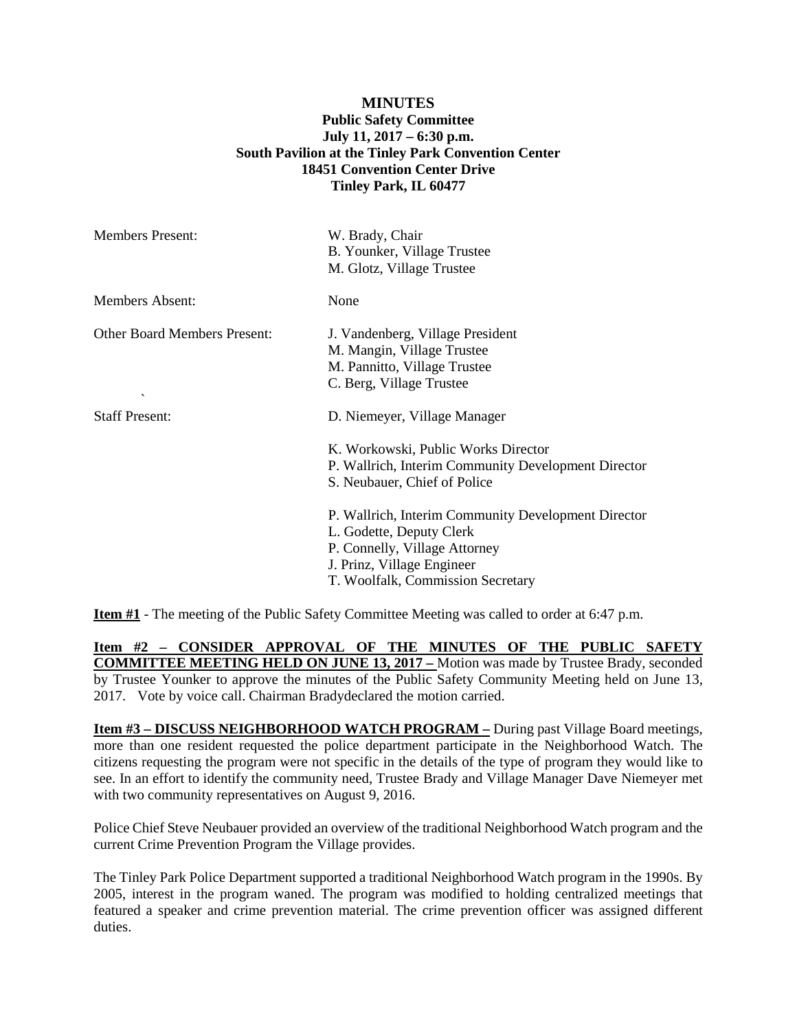# MINUTES

**Public Safety Committee**
**July 11, 2017 – 6:30 p.m.**
**South Pavilion at the Tinley Park Convention Center**
**18451 Convention Center Drive**
**Tinley Park, IL 60477**

| | |
|---|---|
| Members Present: | W. Brady, Chair<br>B. Younker, Village Trustee<br>M. Glotz, Village Trustee |
| Members Absent: | None |
| Other Board Members Present: | J. Vandenberg, Village President<br>M. Mangin, Village Trustee<br>M. Pannitto, Village Trustee<br>C. Berg, Village Trustee |
| Staff Present: | D. Niemeyer, Village Manager<br><br>K. Workowski, Public Works Director<br>P. Wallrich, Interim Community Development Director<br>S. Neubauer, Chief of Police<br><br>P. Wallrich, Interim Community Development Director<br>L. Godette, Deputy Clerk<br>P. Connelly, Village Attorney<br>J. Prinz, Village Engineer<br>T. Woolfalk, Commission Secretary |

**Item #1** - The meeting of the Public Safety Committee Meeting was called to order at 6:47 p.m.

**Item #2 – CONSIDER APPROVAL OF THE MINUTES OF THE PUBLIC SAFETY COMMITTEE MEETING HELD ON JUNE 13, 2017 –** Motion was made by Trustee Brady, seconded by Trustee Younker to approve the minutes of the Public Safety Community Meeting held on June 13, 2017. Vote by voice call. Chairman Bradydeclared the motion carried.

**Item #3 – DISCUSS NEIGHBORHOOD WATCH PROGRAM –** During past Village Board meetings, more than one resident requested the police department participate in the Neighborhood Watch. The citizens requesting the program were not specific in the details of the type of program they would like to see. In an effort to identify the community need, Trustee Brady and Village Manager Dave Niemeyer met with two community representatives on August 9, 2016.

Police Chief Steve Neubauer provided an overview of the traditional Neighborhood Watch program and the current Crime Prevention Program the Village provides.

The Tinley Park Police Department supported a traditional Neighborhood Watch program in the 1990s. By 2005, interest in the program waned. The program was modified to holding centralized meetings that featured a speaker and crime prevention material. The crime prevention officer was assigned different duties.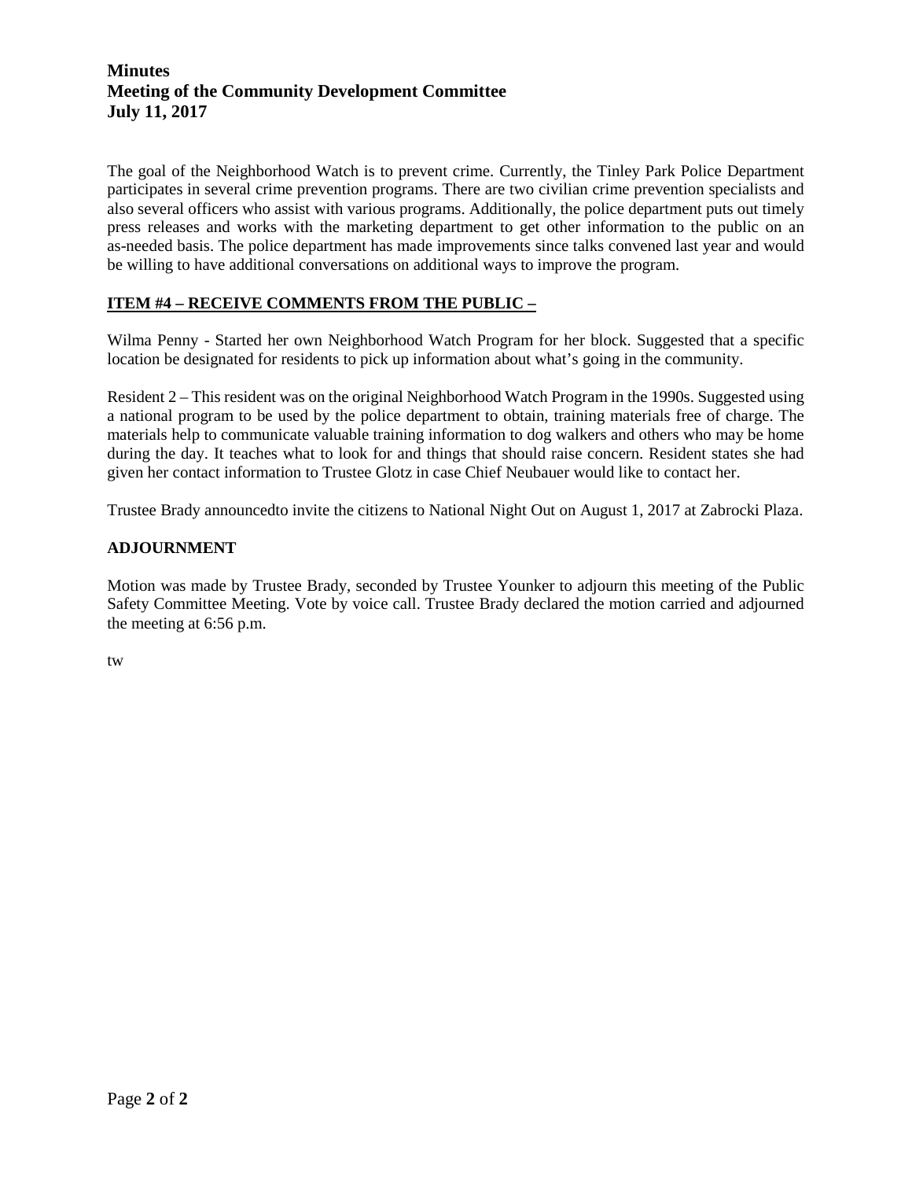**Minutes**
**Meeting of the Community Development Committee**
**July 11, 2017**

The goal of the Neighborhood Watch is to prevent crime. Currently, the Tinley Park Police Department participates in several crime prevention programs. There are two civilian crime prevention specialists and also several officers who assist with various programs. Additionally, the police department puts out timely press releases and works with the marketing department to get other information to the public on an as-needed basis. The police department has made improvements since talks convened last year and would be willing to have additional conversations on additional ways to improve the program.

**ITEM #4 – RECEIVE COMMENTS FROM THE PUBLIC –**

Wilma Penny - Started her own Neighborhood Watch Program for her block. Suggested that a specific location be designated for residents to pick up information about what's going in the community.

Resident 2 – This resident was on the original Neighborhood Watch Program in the 1990s. Suggested using a national program to be used by the police department to obtain, training materials free of charge. The materials help to communicate valuable training information to dog walkers and others who may be home during the day. It teaches what to look for and things that should raise concern. Resident states she had given her contact information to Trustee Glotz in case Chief Neubauer would like to contact her.

Trustee Brady announcedto invite the citizens to National Night Out on August 1, 2017 at Zabrocki Plaza.

**ADJOURNMENT**

Motion was made by Trustee Brady, seconded by Trustee Younker to adjourn this meeting of the Public Safety Committee Meeting. Vote by voice call. Trustee Brady declared the motion carried and adjourned the meeting at 6:56 p.m.

tw